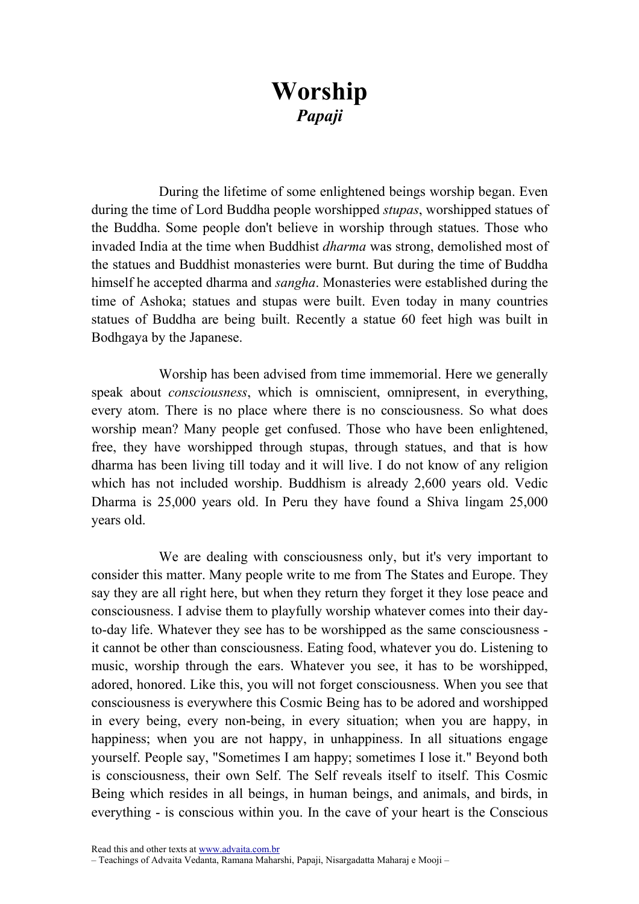# Worship

***Papaji***

During the lifetime of some enlightened beings worship began. Even during the time of Lord Buddha people worshipped *stupas*, worshipped statues of the Buddha. Some people don't believe in worship through statues. Those who invaded India at the time when Buddhist *dharma* was strong, demolished most of the statues and Buddhist monasteries were burnt. But during the time of Buddha himself he accepted dharma and *sangha*. Monasteries were established during the time of Ashoka; statues and stupas were built. Even today in many countries statues of Buddha are being built. Recently a statue 60 feet high was built in Bodhgaya by the Japanese.

Worship has been advised from time immemorial. Here we generally speak about *consciousness*, which is omniscient, omnipresent, in everything, every atom. There is no place where there is no consciousness. So what does worship mean? Many people get confused. Those who have been enlightened, free, they have worshipped through stupas, through statues, and that is how dharma has been living till today and it will live. I do not know of any religion which has not included worship. Buddhism is already 2,600 years old. Vedic Dharma is 25,000 years old. In Peru they have found a Shiva lingam 25,000 years old.

We are dealing with consciousness only, but it's very important to consider this matter. Many people write to me from The States and Europe. They say they are all right here, but when they return they forget it they lose peace and consciousness. I advise them to playfully worship whatever comes into their day-to-day life. Whatever they see has to be worshipped as the same consciousness - it cannot be other than consciousness. Eating food, whatever you do. Listening to music, worship through the ears. Whatever you see, it has to be worshipped, adored, honored. Like this, you will not forget consciousness. When you see that consciousness is everywhere this Cosmic Being has to be adored and worshipped in every being, every non-being, in every situation; when you are happy, in happiness; when you are not happy, in unhappiness. In all situations engage yourself. People say, "Sometimes I am happy; sometimes I lose it." Beyond both is consciousness, their own Self. The Self reveals itself to itself. This Cosmic Being which resides in all beings, in human beings, and animals, and birds, in everything - is conscious within you. In the cave of your heart is the Conscious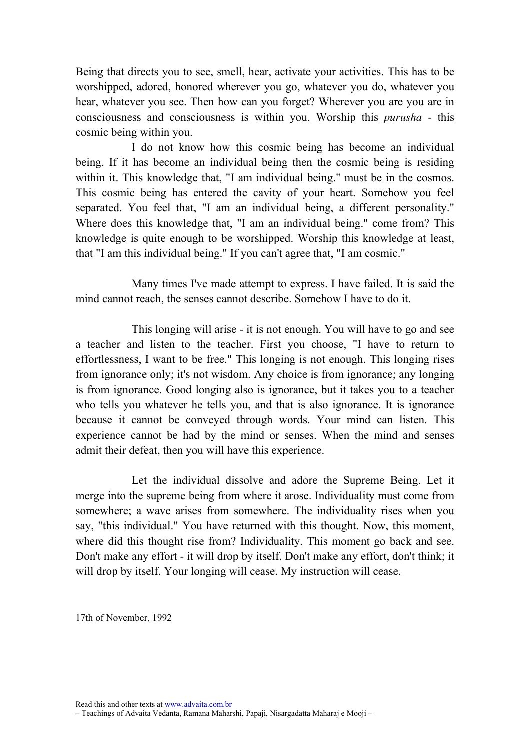Being that directs you to see, smell, hear, activate your activities. This has to be worshipped, adored, honored wherever you go, whatever you do, whatever you hear, whatever you see. Then how can you forget? Wherever you are you are in consciousness and consciousness is within you. Worship this *purusha* - this cosmic being within you.

I do not know how this cosmic being has become an individual being. If it has become an individual being then the cosmic being is residing within it. This knowledge that, "I am individual being." must be in the cosmos. This cosmic being has entered the cavity of your heart. Somehow you feel separated. You feel that, "I am an individual being, a different personality." Where does this knowledge that, "I am an individual being." come from? This knowledge is quite enough to be worshipped. Worship this knowledge at least, that "I am this individual being." If you can't agree that, "I am cosmic."

Many times I've made attempt to express. I have failed. It is said the mind cannot reach, the senses cannot describe. Somehow I have to do it.

This longing will arise - it is not enough. You will have to go and see a teacher and listen to the teacher. First you choose, "I have to return to effortlessness, I want to be free." This longing is not enough. This longing rises from ignorance only; it's not wisdom. Any choice is from ignorance; any longing is from ignorance. Good longing also is ignorance, but it takes you to a teacher who tells you whatever he tells you, and that is also ignorance. It is ignorance because it cannot be conveyed through words. Your mind can listen. This experience cannot be had by the mind or senses. When the mind and senses admit their defeat, then you will have this experience.

Let the individual dissolve and adore the Supreme Being. Let it merge into the supreme being from where it arose. Individuality must come from somewhere; a wave arises from somewhere. The individuality rises when you say, "this individual." You have returned with this thought. Now, this moment, where did this thought rise from? Individuality. This moment go back and see. Don't make any effort - it will drop by itself. Don't make any effort, don't think; it will drop by itself. Your longing will cease. My instruction will cease.

17th of November, 1992